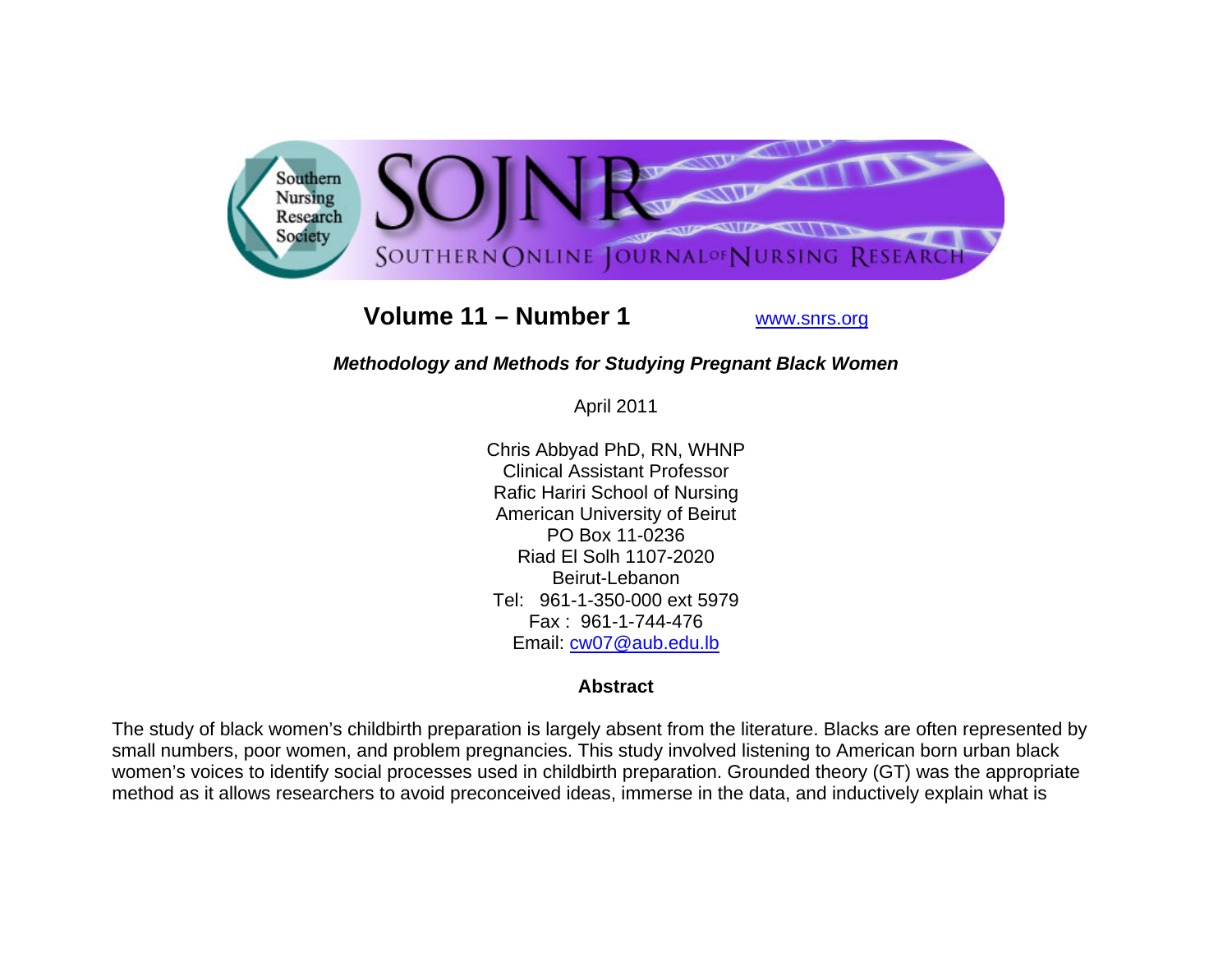Southern Nursing Research Society

# SOJNR

SOUTHERN ONLINE JOURNAL OF NURSING RESEARCH

**Volume 11 – Number 1** www.snrs.org

## *Methodology and Methods for Studying Pregnant Black Women*

April 2011

Chris Abbyad PhD, RN, WHNP
Clinical Assistant Professor
Rafic Hariri School of Nursing
American University of Beirut
PO Box 11-0236
Riad El Solh 1107-2020
Beirut-Lebanon
Tel: 961-1-350-000 ext 5979
Fax : 961-1-744-476
Email: cw07@aub.edu.lb

### Abstract

The study of black women's childbirth preparation is largely absent from the literature. Blacks are often represented by small numbers, poor women, and problem pregnancies. This study involved listening to American born urban black women's voices to identify social processes used in childbirth preparation. Grounded theory (GT) was the appropriate method as it allows researchers to avoid preconceived ideas, immerse in the data, and inductively explain what is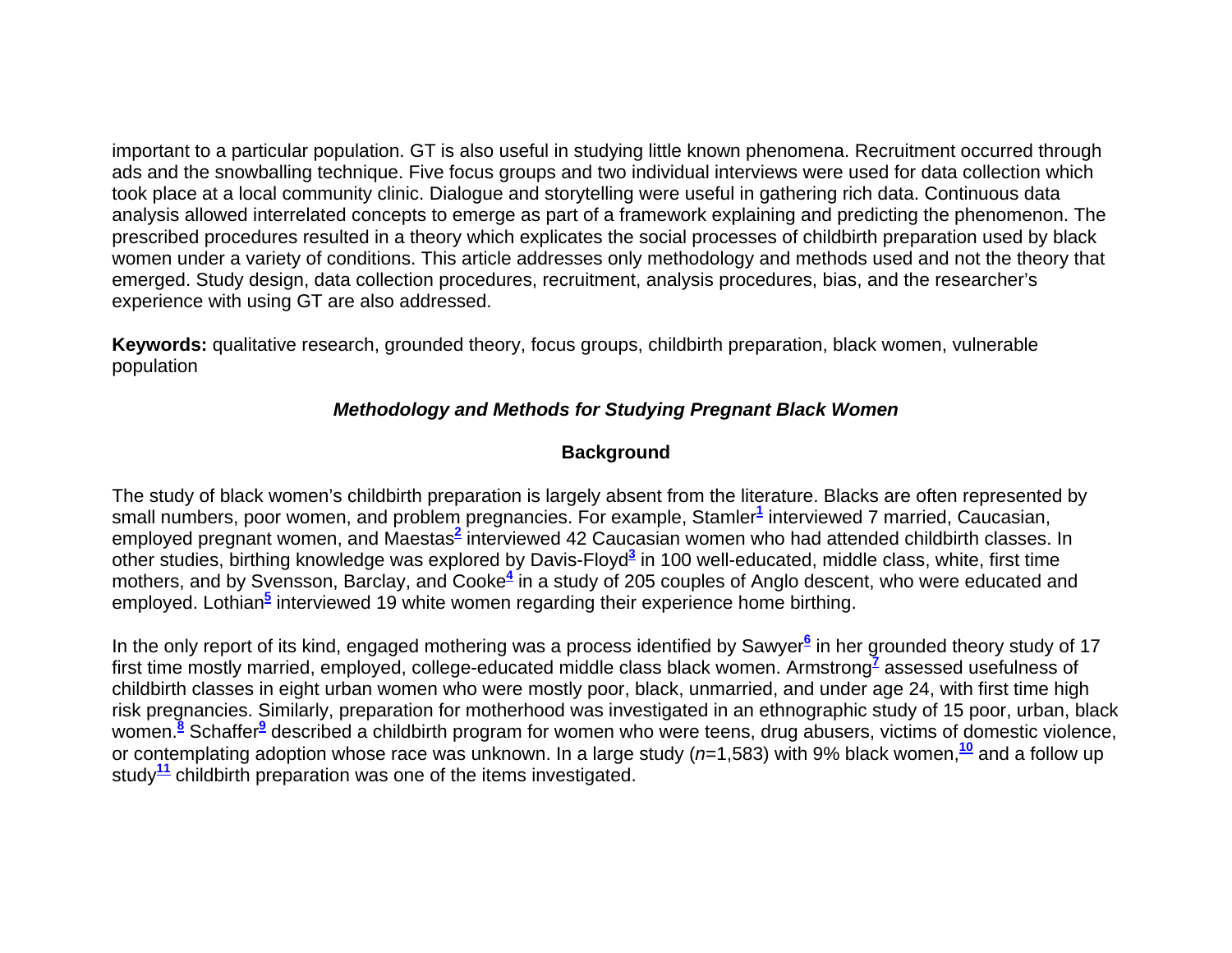important to a particular population. GT is also useful in studying little known phenomena. Recruitment occurred through ads and the snowballing technique. Five focus groups and two individual interviews were used for data collection which took place at a local community clinic. Dialogue and storytelling were useful in gathering rich data. Continuous data analysis allowed interrelated concepts to emerge as part of a framework explaining and predicting the phenomenon. The prescribed procedures resulted in a theory which explicates the social processes of childbirth preparation used by black women under a variety of conditions. This article addresses only methodology and methods used and not the theory that emerged. Study design, data collection procedures, recruitment, analysis procedures, bias, and the researcher's experience with using GT are also addressed.

**Keywords:** qualitative research, grounded theory, focus groups, childbirth preparation, black women, vulnerable population

## *Methodology and Methods for Studying Pregnant Black Women*

### Background

The study of black women's childbirth preparation is largely absent from the literature. Blacks are often represented by small numbers, poor women, and problem pregnancies. For example, Stamler[1] interviewed 7 married, Caucasian, employed pregnant women, and Maestas[2] interviewed 42 Caucasian women who had attended childbirth classes. In other studies, birthing knowledge was explored by Davis-Floyd[3] in 100 well-educated, middle class, white, first time mothers, and by Svensson, Barclay, and Cooke[4] in a study of 205 couples of Anglo descent, who were educated and employed. Lothian[5] interviewed 19 white women regarding their experience home birthing.

In the only report of its kind, engaged mothering was a process identified by Sawyer[6] in her grounded theory study of 17 first time mostly married, employed, college-educated middle class black women. Armstrong[7] assessed usefulness of childbirth classes in eight urban women who were mostly poor, black, unmarried, and under age 24, with first time high risk pregnancies. Similarly, preparation for motherhood was investigated in an ethnographic study of 15 poor, urban, black women.[8] Schaffer[9] described a childbirth program for women who were teens, drug abusers, victims of domestic violence, or contemplating adoption whose race was unknown. In a large study (*n*=1,583) with 9% black women,[10] and a follow up study[11] childbirth preparation was one of the items investigated.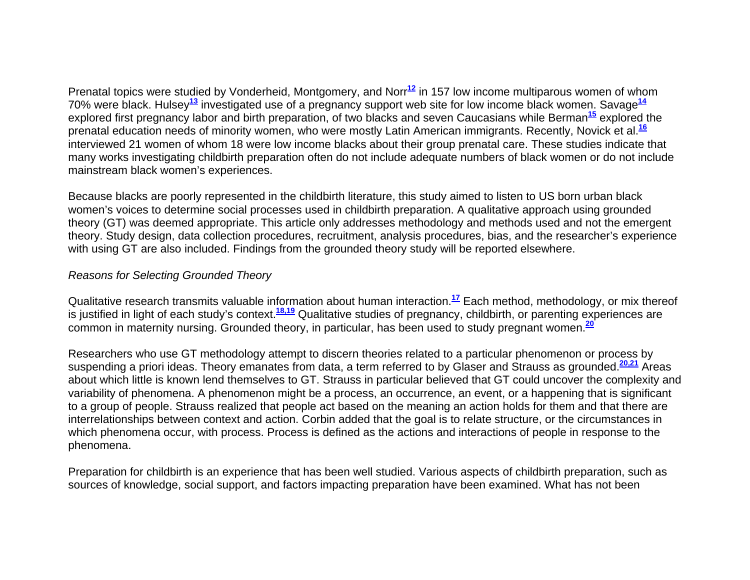Prenatal topics were studied by Vonderheid, Montgomery, and Norr[12] in 157 low income multiparous women of whom 70% were black. Hulsey[13] investigated use of a pregnancy support web site for low income black women. Savage[14] explored first pregnancy labor and birth preparation, of two blacks and seven Caucasians while Berman[15] explored the prenatal education needs of minority women, who were mostly Latin American immigrants. Recently, Novick et al.[16] interviewed 21 women of whom 18 were low income blacks about their group prenatal care. These studies indicate that many works investigating childbirth preparation often do not include adequate numbers of black women or do not include mainstream black women's experiences.

Because blacks are poorly represented in the childbirth literature, this study aimed to listen to US born urban black women's voices to determine social processes used in childbirth preparation. A qualitative approach using grounded theory (GT) was deemed appropriate. This article only addresses methodology and methods used and not the emergent theory. Study design, data collection procedures, recruitment, analysis procedures, bias, and the researcher's experience with using GT are also included. Findings from the grounded theory study will be reported elsewhere.

*Reasons for Selecting Grounded Theory*

Qualitative research transmits valuable information about human interaction.[17] Each method, methodology, or mix thereof is justified in light of each study's context.[18,19] Qualitative studies of pregnancy, childbirth, or parenting experiences are common in maternity nursing. Grounded theory, in particular, has been used to study pregnant women.[20]

Researchers who use GT methodology attempt to discern theories related to a particular phenomenon or process by suspending a priori ideas. Theory emanates from data, a term referred to by Glaser and Strauss as grounded.[20,21] Areas about which little is known lend themselves to GT. Strauss in particular believed that GT could uncover the complexity and variability of phenomena. A phenomenon might be a process, an occurrence, an event, or a happening that is significant to a group of people. Strauss realized that people act based on the meaning an action holds for them and that there are interrelationships between context and action. Corbin added that the goal is to relate structure, or the circumstances in which phenomena occur, with process. Process is defined as the actions and interactions of people in response to the phenomena.

Preparation for childbirth is an experience that has been well studied. Various aspects of childbirth preparation, such as sources of knowledge, social support, and factors impacting preparation have been examined. What has not been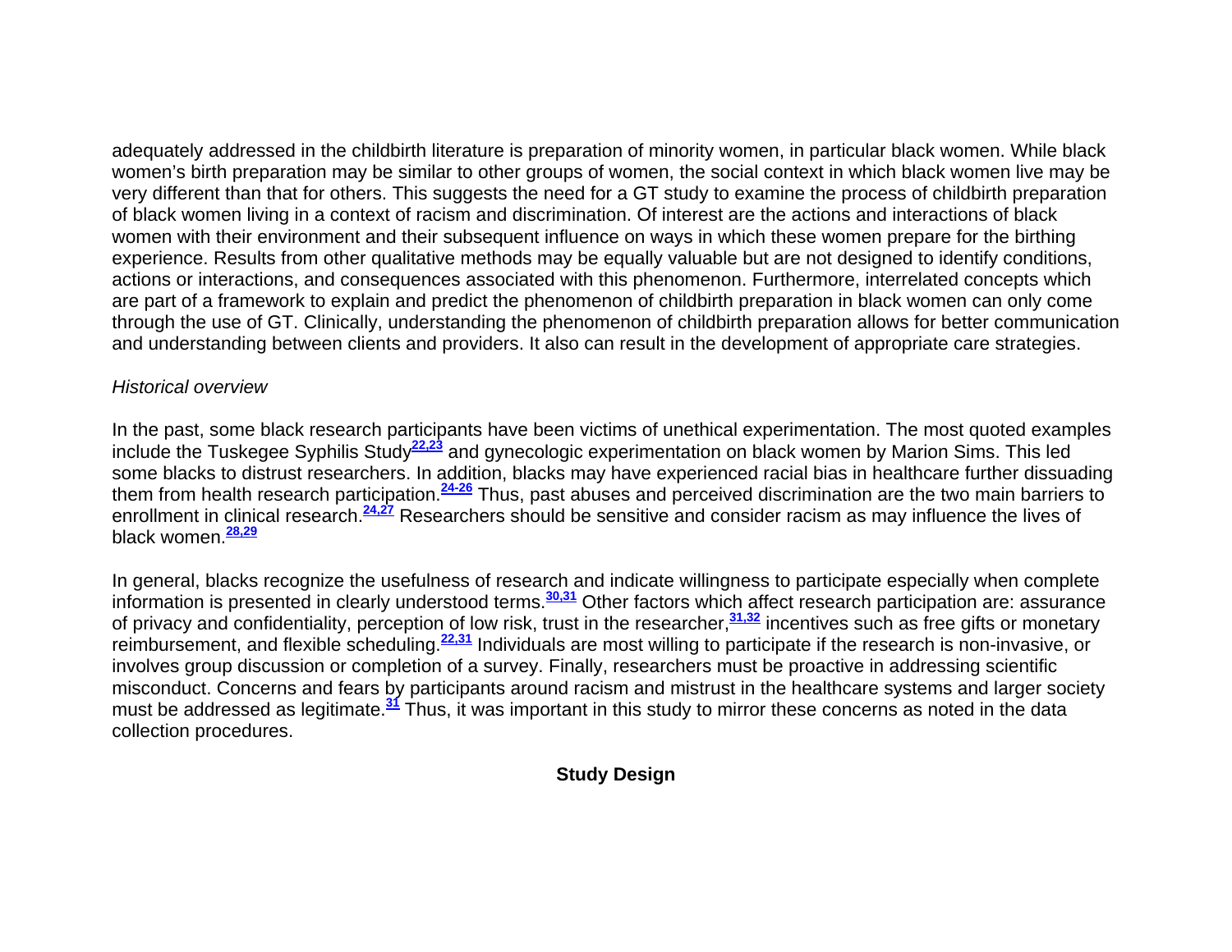adequately addressed in the childbirth literature is preparation of minority women, in particular black women. While black women's birth preparation may be similar to other groups of women, the social context in which black women live may be very different than that for others. This suggests the need for a GT study to examine the process of childbirth preparation of black women living in a context of racism and discrimination. Of interest are the actions and interactions of black women with their environment and their subsequent influence on ways in which these women prepare for the birthing experience. Results from other qualitative methods may be equally valuable but are not designed to identify conditions, actions or interactions, and consequences associated with this phenomenon. Furthermore, interrelated concepts which are part of a framework to explain and predict the phenomenon of childbirth preparation in black women can only come through the use of GT. Clinically, understanding the phenomenon of childbirth preparation allows for better communication and understanding between clients and providers. It also can result in the development of appropriate care strategies.

*Historical overview*

In the past, some black research participants have been victims of unethical experimentation. The most quoted examples include the Tuskegee Syphilis Study[22,23] and gynecologic experimentation on black women by Marion Sims. This led some blacks to distrust researchers. In addition, blacks may have experienced racial bias in healthcare further dissuading them from health research participation.[24-26] Thus, past abuses and perceived discrimination are the two main barriers to enrollment in clinical research.[24,27] Researchers should be sensitive and consider racism as may influence the lives of black women.[28,29]

In general, blacks recognize the usefulness of research and indicate willingness to participate especially when complete information is presented in clearly understood terms.[30,31] Other factors which affect research participation are: assurance of privacy and confidentiality, perception of low risk, trust in the researcher,[31,32] incentives such as free gifts or monetary reimbursement, and flexible scheduling.[22,31] Individuals are most willing to participate if the research is non-invasive, or involves group discussion or completion of a survey. Finally, researchers must be proactive in addressing scientific misconduct. Concerns and fears by participants around racism and mistrust in the healthcare systems and larger society must be addressed as legitimate.[31] Thus, it was important in this study to mirror these concerns as noted in the data collection procedures.

## Study Design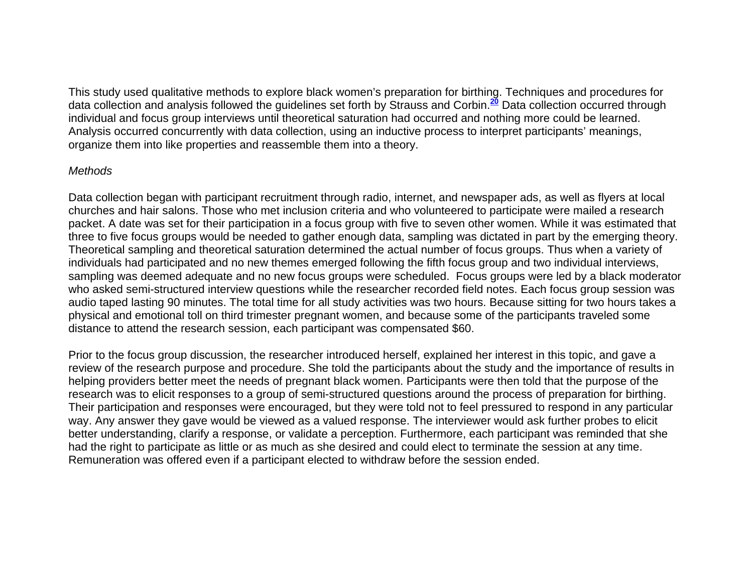This study used qualitative methods to explore black women's preparation for birthing. Techniques and procedures for data collection and analysis followed the guidelines set forth by Strauss and Corbin.[20] Data collection occurred through individual and focus group interviews until theoretical saturation had occurred and nothing more could be learned. Analysis occurred concurrently with data collection, using an inductive process to interpret participants' meanings, organize them into like properties and reassemble them into a theory.

*Methods*

Data collection began with participant recruitment through radio, internet, and newspaper ads, as well as flyers at local churches and hair salons. Those who met inclusion criteria and who volunteered to participate were mailed a research packet. A date was set for their participation in a focus group with five to seven other women. While it was estimated that three to five focus groups would be needed to gather enough data, sampling was dictated in part by the emerging theory. Theoretical sampling and theoretical saturation determined the actual number of focus groups. Thus when a variety of individuals had participated and no new themes emerged following the fifth focus group and two individual interviews, sampling was deemed adequate and no new focus groups were scheduled. Focus groups were led by a black moderator who asked semi-structured interview questions while the researcher recorded field notes. Each focus group session was audio taped lasting 90 minutes. The total time for all study activities was two hours. Because sitting for two hours takes a physical and emotional toll on third trimester pregnant women, and because some of the participants traveled some distance to attend the research session, each participant was compensated $60.

Prior to the focus group discussion, the researcher introduced herself, explained her interest in this topic, and gave a review of the research purpose and procedure. She told the participants about the study and the importance of results in helping providers better meet the needs of pregnant black women. Participants were then told that the purpose of the research was to elicit responses to a group of semi-structured questions around the process of preparation for birthing. Their participation and responses were encouraged, but they were told not to feel pressured to respond in any particular way. Any answer they gave would be viewed as a valued response. The interviewer would ask further probes to elicit better understanding, clarify a response, or validate a perception. Furthermore, each participant was reminded that she had the right to participate as little or as much as she desired and could elect to terminate the session at any time. Remuneration was offered even if a participant elected to withdraw before the session ended.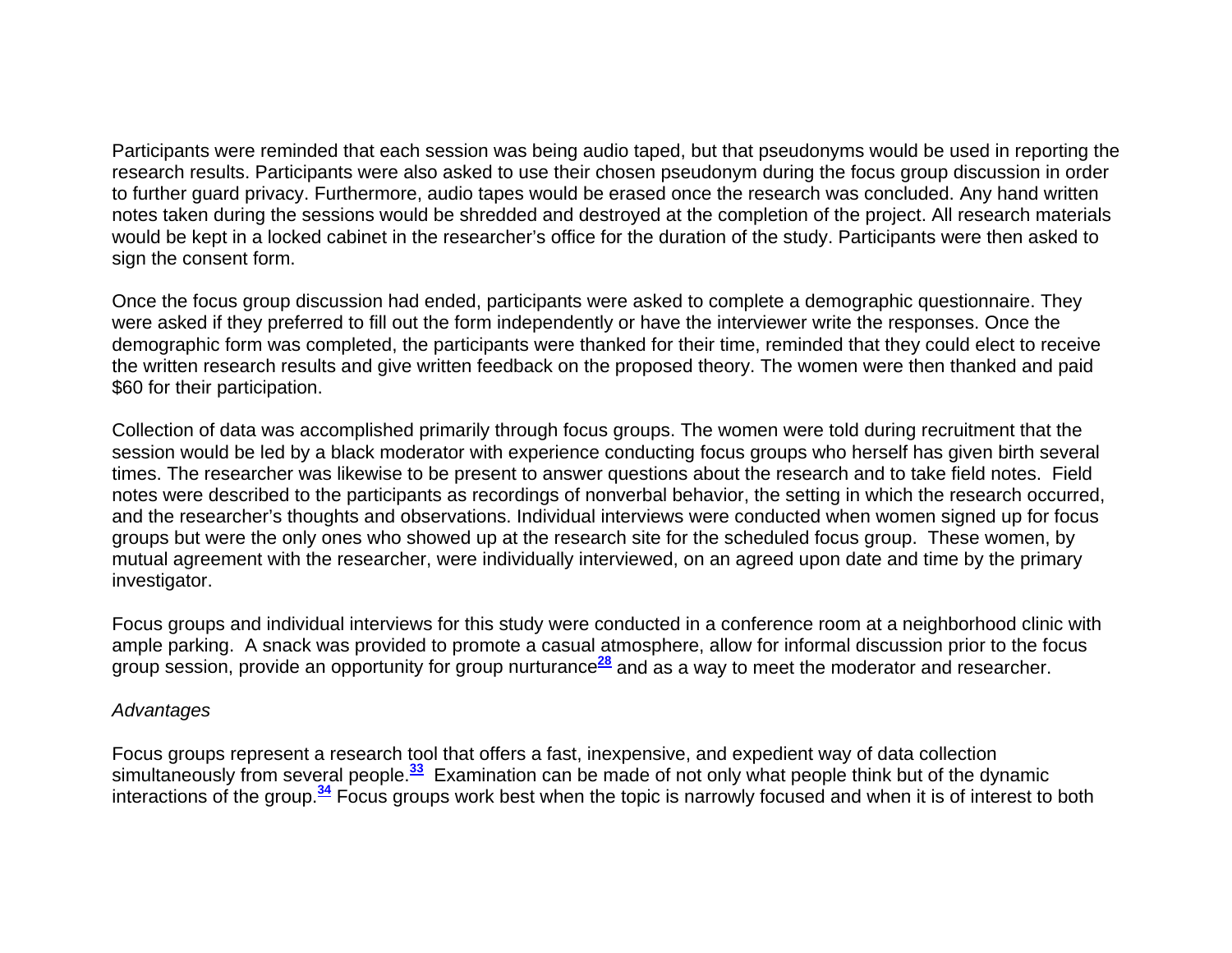Participants were reminded that each session was being audio taped, but that pseudonyms would be used in reporting the research results. Participants were also asked to use their chosen pseudonym during the focus group discussion in order to further guard privacy. Furthermore, audio tapes would be erased once the research was concluded. Any hand written notes taken during the sessions would be shredded and destroyed at the completion of the project. All research materials would be kept in a locked cabinet in the researcher's office for the duration of the study. Participants were then asked to sign the consent form.

Once the focus group discussion had ended, participants were asked to complete a demographic questionnaire. They were asked if they preferred to fill out the form independently or have the interviewer write the responses. Once the demographic form was completed, the participants were thanked for their time, reminded that they could elect to receive the written research results and give written feedback on the proposed theory. The women were then thanked and paid $60 for their participation.

Collection of data was accomplished primarily through focus groups. The women were told during recruitment that the session would be led by a black moderator with experience conducting focus groups who herself has given birth several times. The researcher was likewise to be present to answer questions about the research and to take field notes. Field notes were described to the participants as recordings of nonverbal behavior, the setting in which the research occurred, and the researcher's thoughts and observations. Individual interviews were conducted when women signed up for focus groups but were the only ones who showed up at the research site for the scheduled focus group. These women, by mutual agreement with the researcher, were individually interviewed, on an agreed upon date and time by the primary investigator.

Focus groups and individual interviews for this study were conducted in a conference room at a neighborhood clinic with ample parking. A snack was provided to promote a casual atmosphere, allow for informal discussion prior to the focus group session, provide an opportunity for group nurturance[28] and as a way to meet the moderator and researcher.

*Advantages*

Focus groups represent a research tool that offers a fast, inexpensive, and expedient way of data collection simultaneously from several people.[33] Examination can be made of not only what people think but of the dynamic interactions of the group.[34] Focus groups work best when the topic is narrowly focused and when it is of interest to both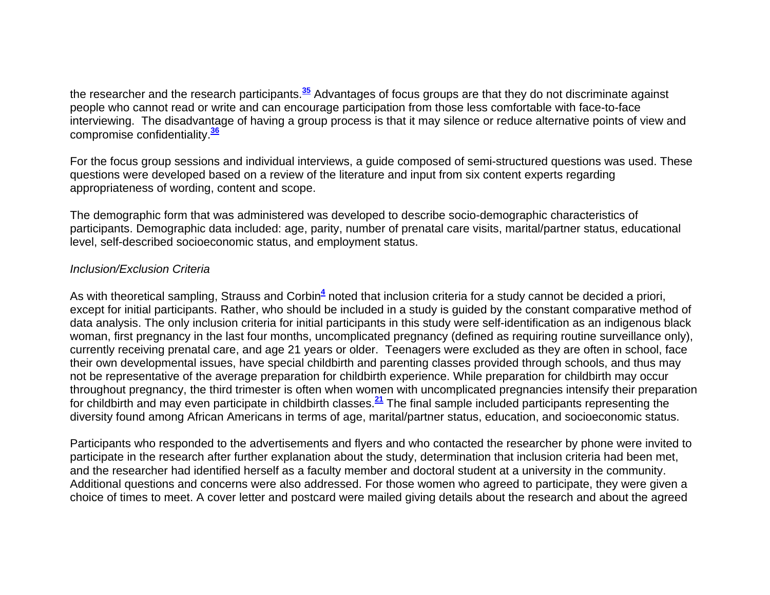the researcher and the research participants.[35] Advantages of focus groups are that they do not discriminate against people who cannot read or write and can encourage participation from those less comfortable with face-to-face interviewing. The disadvantage of having a group process is that it may silence or reduce alternative points of view and compromise confidentiality.[36]

For the focus group sessions and individual interviews, a guide composed of semi-structured questions was used. These questions were developed based on a review of the literature and input from six content experts regarding appropriateness of wording, content and scope.

The demographic form that was administered was developed to describe socio-demographic characteristics of participants. Demographic data included: age, parity, number of prenatal care visits, marital/partner status, educational level, self-described socioeconomic status, and employment status.

*Inclusion/Exclusion Criteria*

As with theoretical sampling, Strauss and Corbin[4] noted that inclusion criteria for a study cannot be decided a priori, except for initial participants. Rather, who should be included in a study is guided by the constant comparative method of data analysis. The only inclusion criteria for initial participants in this study were self-identification as an indigenous black woman, first pregnancy in the last four months, uncomplicated pregnancy (defined as requiring routine surveillance only), currently receiving prenatal care, and age 21 years or older. Teenagers were excluded as they are often in school, face their own developmental issues, have special childbirth and parenting classes provided through schools, and thus may not be representative of the average preparation for childbirth experience. While preparation for childbirth may occur throughout pregnancy, the third trimester is often when women with uncomplicated pregnancies intensify their preparation for childbirth and may even participate in childbirth classes.[21] The final sample included participants representing the diversity found among African Americans in terms of age, marital/partner status, education, and socioeconomic status.

Participants who responded to the advertisements and flyers and who contacted the researcher by phone were invited to participate in the research after further explanation about the study, determination that inclusion criteria had been met, and the researcher had identified herself as a faculty member and doctoral student at a university in the community. Additional questions and concerns were also addressed. For those women who agreed to participate, they were given a choice of times to meet. A cover letter and postcard were mailed giving details about the research and about the agreed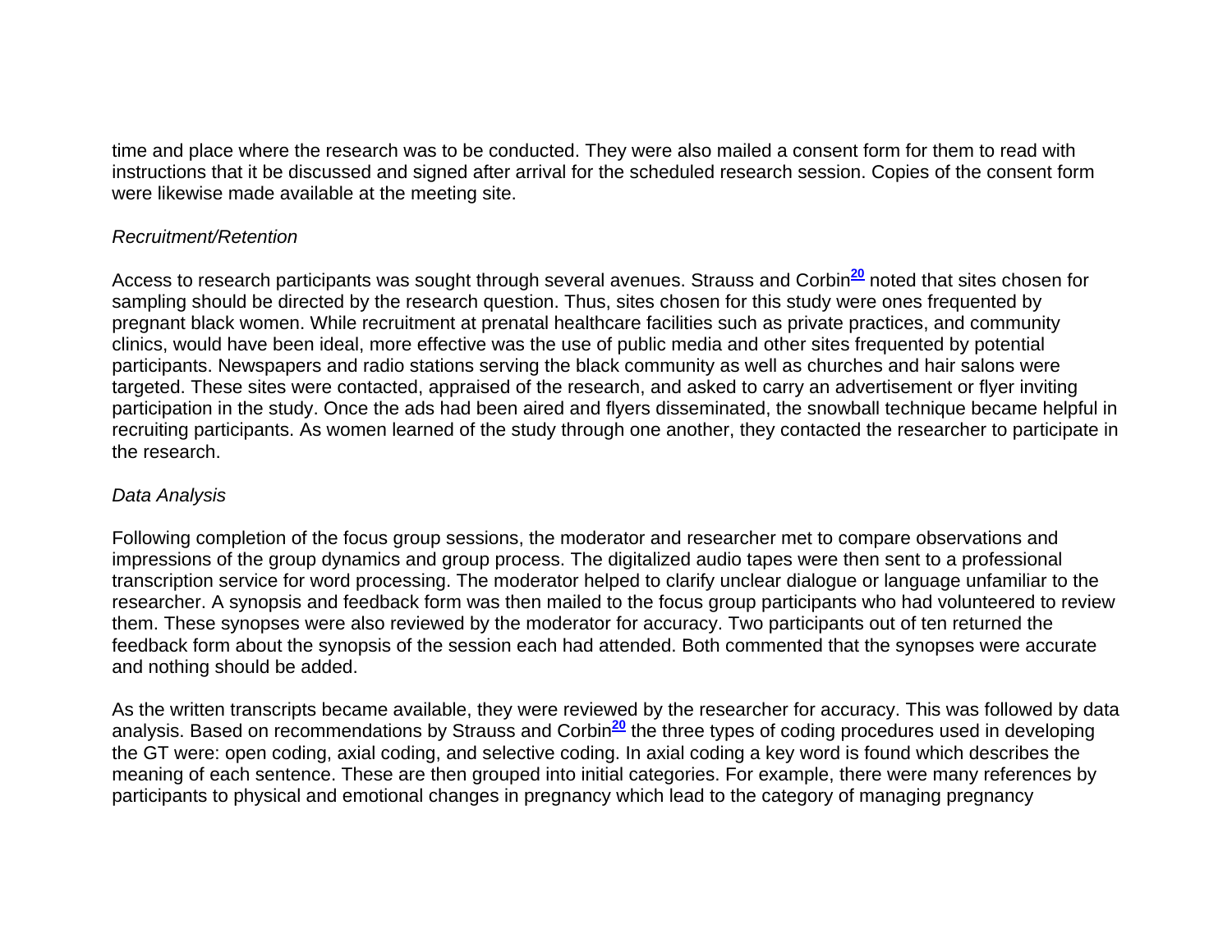time and place where the research was to be conducted. They were also mailed a consent form for them to read with instructions that it be discussed and signed after arrival for the scheduled research session. Copies of the consent form were likewise made available at the meeting site.

*Recruitment/Retention*

Access to research participants was sought through several avenues. Strauss and Corbin[20] noted that sites chosen for sampling should be directed by the research question. Thus, sites chosen for this study were ones frequented by pregnant black women. While recruitment at prenatal healthcare facilities such as private practices, and community clinics, would have been ideal, more effective was the use of public media and other sites frequented by potential participants. Newspapers and radio stations serving the black community as well as churches and hair salons were targeted. These sites were contacted, appraised of the research, and asked to carry an advertisement or flyer inviting participation in the study. Once the ads had been aired and flyers disseminated, the snowball technique became helpful in recruiting participants. As women learned of the study through one another, they contacted the researcher to participate in the research.

*Data Analysis*

Following completion of the focus group sessions, the moderator and researcher met to compare observations and impressions of the group dynamics and group process. The digitalized audio tapes were then sent to a professional transcription service for word processing. The moderator helped to clarify unclear dialogue or language unfamiliar to the researcher. A synopsis and feedback form was then mailed to the focus group participants who had volunteered to review them. These synopses were also reviewed by the moderator for accuracy. Two participants out of ten returned the feedback form about the synopsis of the session each had attended. Both commented that the synopses were accurate and nothing should be added.

As the written transcripts became available, they were reviewed by the researcher for accuracy. This was followed by data analysis. Based on recommendations by Strauss and Corbin[20] the three types of coding procedures used in developing the GT were: open coding, axial coding, and selective coding. In axial coding a key word is found which describes the meaning of each sentence. These are then grouped into initial categories. For example, there were many references by participants to physical and emotional changes in pregnancy which lead to the category of managing pregnancy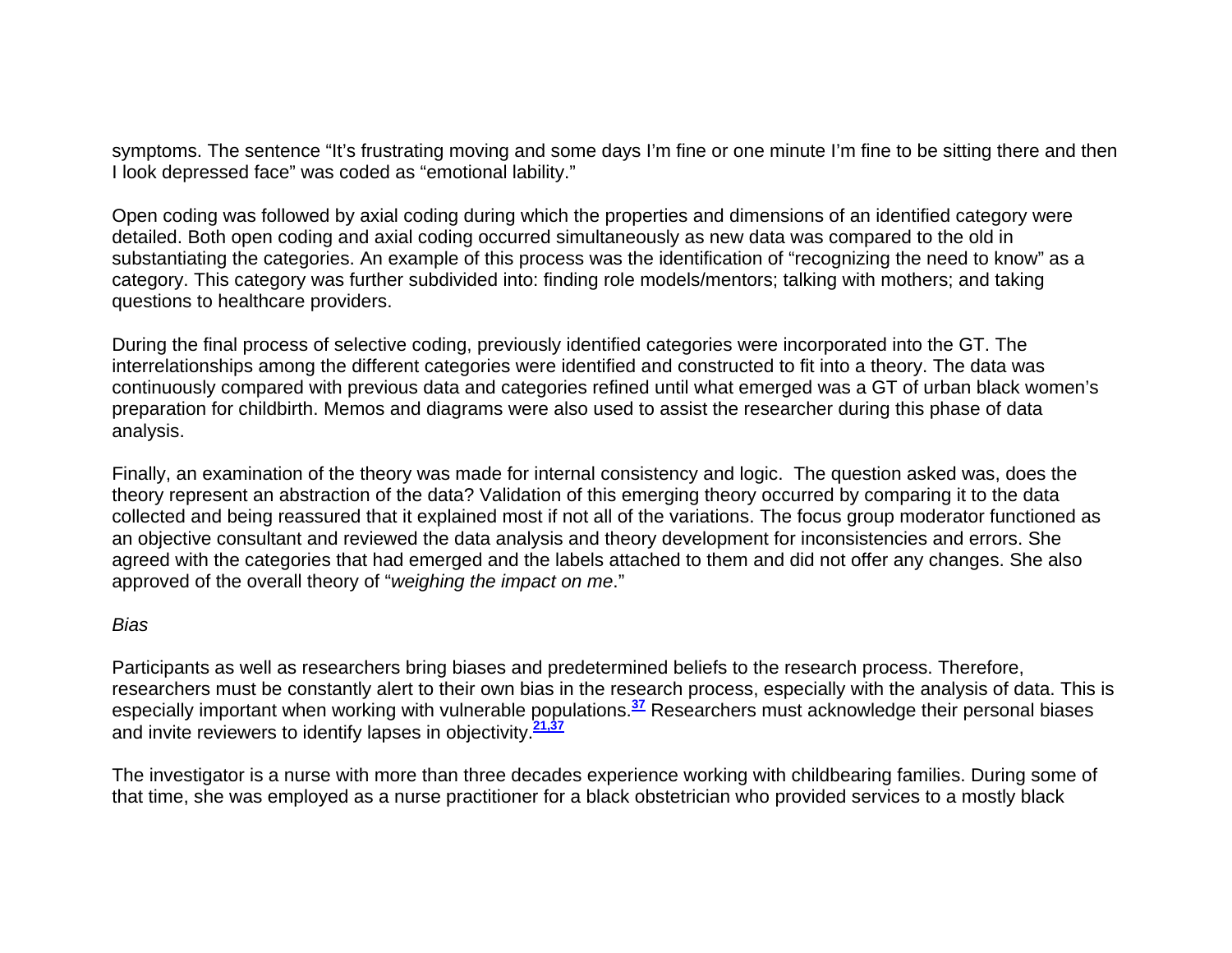symptoms. The sentence "It's frustrating moving and some days I'm fine or one minute I'm fine to be sitting there and then I look depressed face" was coded as "emotional lability."

Open coding was followed by axial coding during which the properties and dimensions of an identified category were detailed. Both open coding and axial coding occurred simultaneously as new data was compared to the old in substantiating the categories. An example of this process was the identification of "recognizing the need to know" as a category. This category was further subdivided into: finding role models/mentors; talking with mothers; and taking questions to healthcare providers.

During the final process of selective coding, previously identified categories were incorporated into the GT. The interrelationships among the different categories were identified and constructed to fit into a theory. The data was continuously compared with previous data and categories refined until what emerged was a GT of urban black women's preparation for childbirth. Memos and diagrams were also used to assist the researcher during this phase of data analysis.

Finally, an examination of the theory was made for internal consistency and logic. The question asked was, does the theory represent an abstraction of the data? Validation of this emerging theory occurred by comparing it to the data collected and being reassured that it explained most if not all of the variations. The focus group moderator functioned as an objective consultant and reviewed the data analysis and theory development for inconsistencies and errors. She agreed with the categories that had emerged and the labels attached to them and did not offer any changes. She also approved of the overall theory of "*weighing the impact on me*."

*Bias*

Participants as well as researchers bring biases and predetermined beliefs to the research process. Therefore, researchers must be constantly alert to their own bias in the research process, especially with the analysis of data. This is especially important when working with vulnerable populations.[37] Researchers must acknowledge their personal biases and invite reviewers to identify lapses in objectivity.[21,37]

The investigator is a nurse with more than three decades experience working with childbearing families. During some of that time, she was employed as a nurse practitioner for a black obstetrician who provided services to a mostly black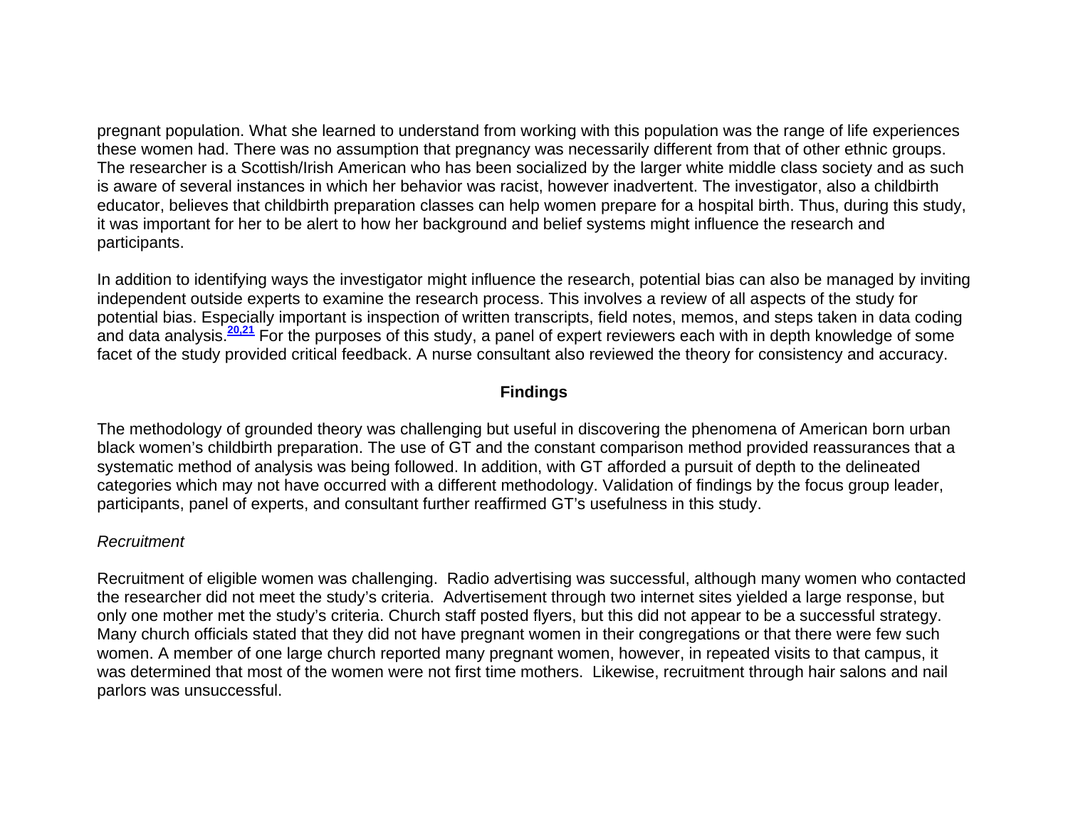pregnant population. What she learned to understand from working with this population was the range of life experiences these women had. There was no assumption that pregnancy was necessarily different from that of other ethnic groups. The researcher is a Scottish/Irish American who has been socialized by the larger white middle class society and as such is aware of several instances in which her behavior was racist, however inadvertent. The investigator, also a childbirth educator, believes that childbirth preparation classes can help women prepare for a hospital birth. Thus, during this study, it was important for her to be alert to how her background and belief systems might influence the research and participants.

In addition to identifying ways the investigator might influence the research, potential bias can also be managed by inviting independent outside experts to examine the research process. This involves a review of all aspects of the study for potential bias. Especially important is inspection of written transcripts, field notes, memos, and steps taken in data coding and data analysis.[20,21] For the purposes of this study, a panel of expert reviewers each with in depth knowledge of some facet of the study provided critical feedback. A nurse consultant also reviewed the theory for consistency and accuracy.

## Findings

The methodology of grounded theory was challenging but useful in discovering the phenomena of American born urban black women's childbirth preparation. The use of GT and the constant comparison method provided reassurances that a systematic method of analysis was being followed. In addition, with GT afforded a pursuit of depth to the delineated categories which may not have occurred with a different methodology. Validation of findings by the focus group leader, participants, panel of experts, and consultant further reaffirmed GT's usefulness in this study.

*Recruitment*

Recruitment of eligible women was challenging. Radio advertising was successful, although many women who contacted the researcher did not meet the study's criteria. Advertisement through two internet sites yielded a large response, but only one mother met the study's criteria. Church staff posted flyers, but this did not appear to be a successful strategy. Many church officials stated that they did not have pregnant women in their congregations or that there were few such women. A member of one large church reported many pregnant women, however, in repeated visits to that campus, it was determined that most of the women were not first time mothers. Likewise, recruitment through hair salons and nail parlors was unsuccessful.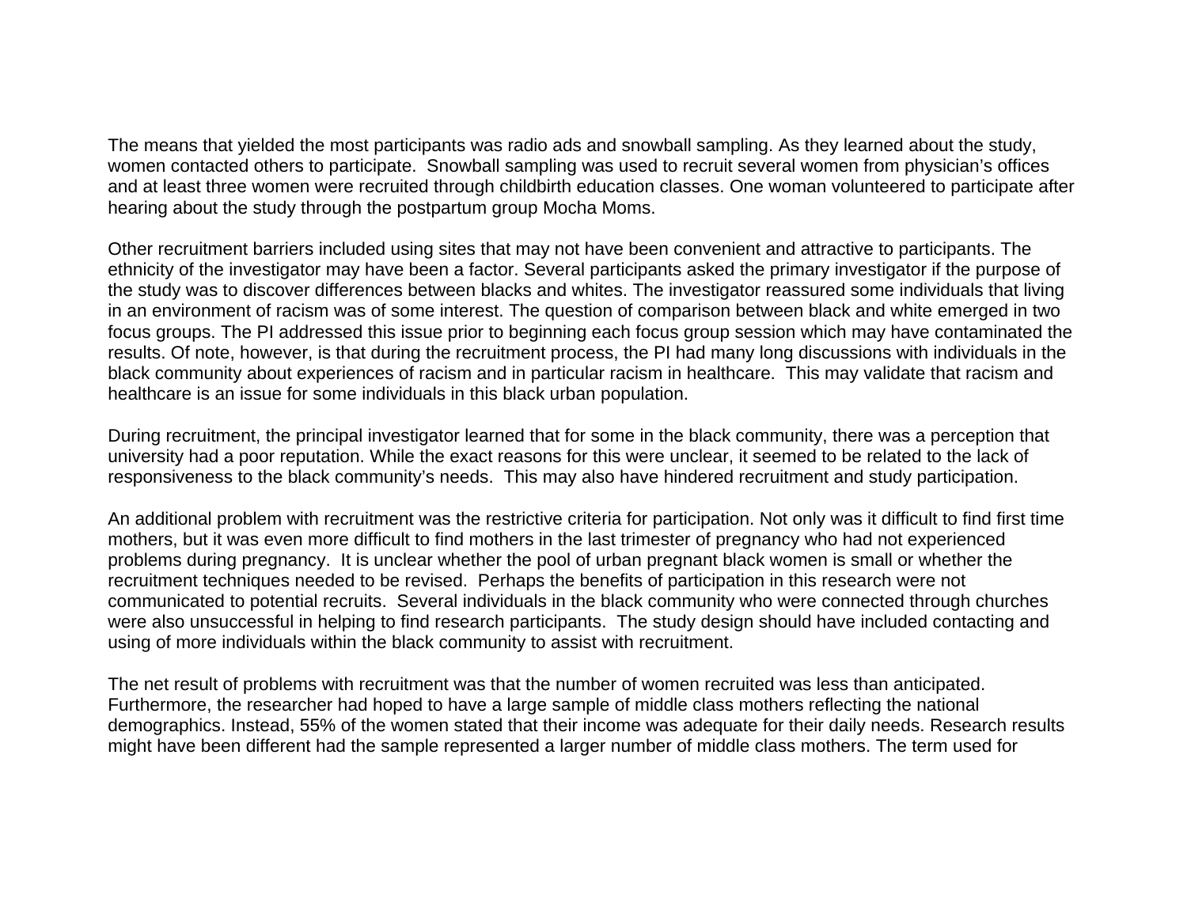The means that yielded the most participants was radio ads and snowball sampling. As they learned about the study, women contacted others to participate. Snowball sampling was used to recruit several women from physician's offices and at least three women were recruited through childbirth education classes. One woman volunteered to participate after hearing about the study through the postpartum group Mocha Moms.

Other recruitment barriers included using sites that may not have been convenient and attractive to participants. The ethnicity of the investigator may have been a factor. Several participants asked the primary investigator if the purpose of the study was to discover differences between blacks and whites. The investigator reassured some individuals that living in an environment of racism was of some interest. The question of comparison between black and white emerged in two focus groups. The PI addressed this issue prior to beginning each focus group session which may have contaminated the results. Of note, however, is that during the recruitment process, the PI had many long discussions with individuals in the black community about experiences of racism and in particular racism in healthcare. This may validate that racism and healthcare is an issue for some individuals in this black urban population.

During recruitment, the principal investigator learned that for some in the black community, there was a perception that university had a poor reputation. While the exact reasons for this were unclear, it seemed to be related to the lack of responsiveness to the black community's needs. This may also have hindered recruitment and study participation.

An additional problem with recruitment was the restrictive criteria for participation. Not only was it difficult to find first time mothers, but it was even more difficult to find mothers in the last trimester of pregnancy who had not experienced problems during pregnancy. It is unclear whether the pool of urban pregnant black women is small or whether the recruitment techniques needed to be revised. Perhaps the benefits of participation in this research were not communicated to potential recruits. Several individuals in the black community who were connected through churches were also unsuccessful in helping to find research participants. The study design should have included contacting and using of more individuals within the black community to assist with recruitment.

The net result of problems with recruitment was that the number of women recruited was less than anticipated. Furthermore, the researcher had hoped to have a large sample of middle class mothers reflecting the national demographics. Instead, 55% of the women stated that their income was adequate for their daily needs. Research results might have been different had the sample represented a larger number of middle class mothers. The term used for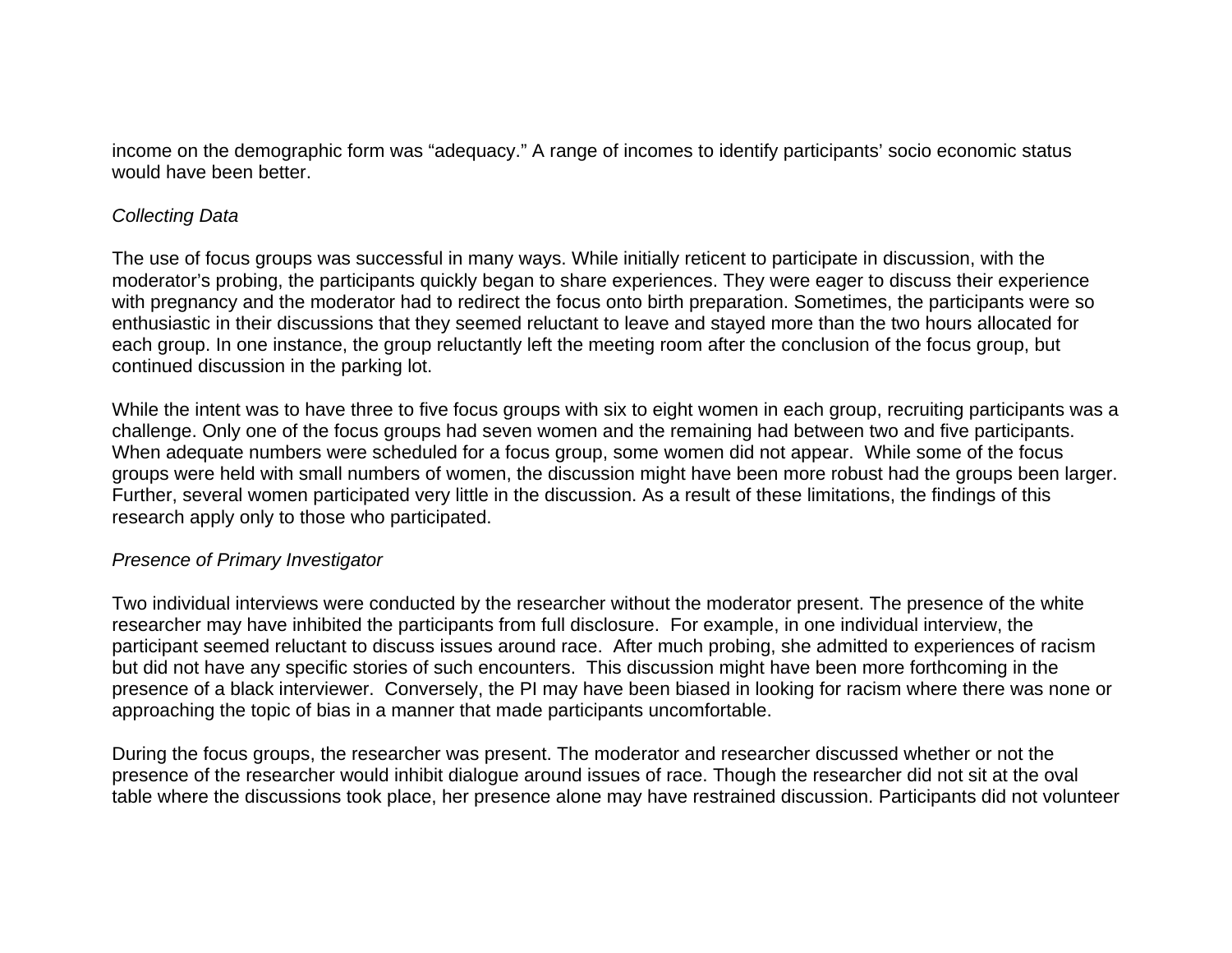income on the demographic form was "adequacy." A range of incomes to identify participants' socio economic status would have been better.

*Collecting Data*

The use of focus groups was successful in many ways. While initially reticent to participate in discussion, with the moderator's probing, the participants quickly began to share experiences. They were eager to discuss their experience with pregnancy and the moderator had to redirect the focus onto birth preparation. Sometimes, the participants were so enthusiastic in their discussions that they seemed reluctant to leave and stayed more than the two hours allocated for each group. In one instance, the group reluctantly left the meeting room after the conclusion of the focus group, but continued discussion in the parking lot.

While the intent was to have three to five focus groups with six to eight women in each group, recruiting participants was a challenge. Only one of the focus groups had seven women and the remaining had between two and five participants. When adequate numbers were scheduled for a focus group, some women did not appear. While some of the focus groups were held with small numbers of women, the discussion might have been more robust had the groups been larger. Further, several women participated very little in the discussion. As a result of these limitations, the findings of this research apply only to those who participated.

*Presence of Primary Investigator*

Two individual interviews were conducted by the researcher without the moderator present. The presence of the white researcher may have inhibited the participants from full disclosure. For example, in one individual interview, the participant seemed reluctant to discuss issues around race. After much probing, she admitted to experiences of racism but did not have any specific stories of such encounters. This discussion might have been more forthcoming in the presence of a black interviewer. Conversely, the PI may have been biased in looking for racism where there was none or approaching the topic of bias in a manner that made participants uncomfortable.

During the focus groups, the researcher was present. The moderator and researcher discussed whether or not the presence of the researcher would inhibit dialogue around issues of race. Though the researcher did not sit at the oval table where the discussions took place, her presence alone may have restrained discussion. Participants did not volunteer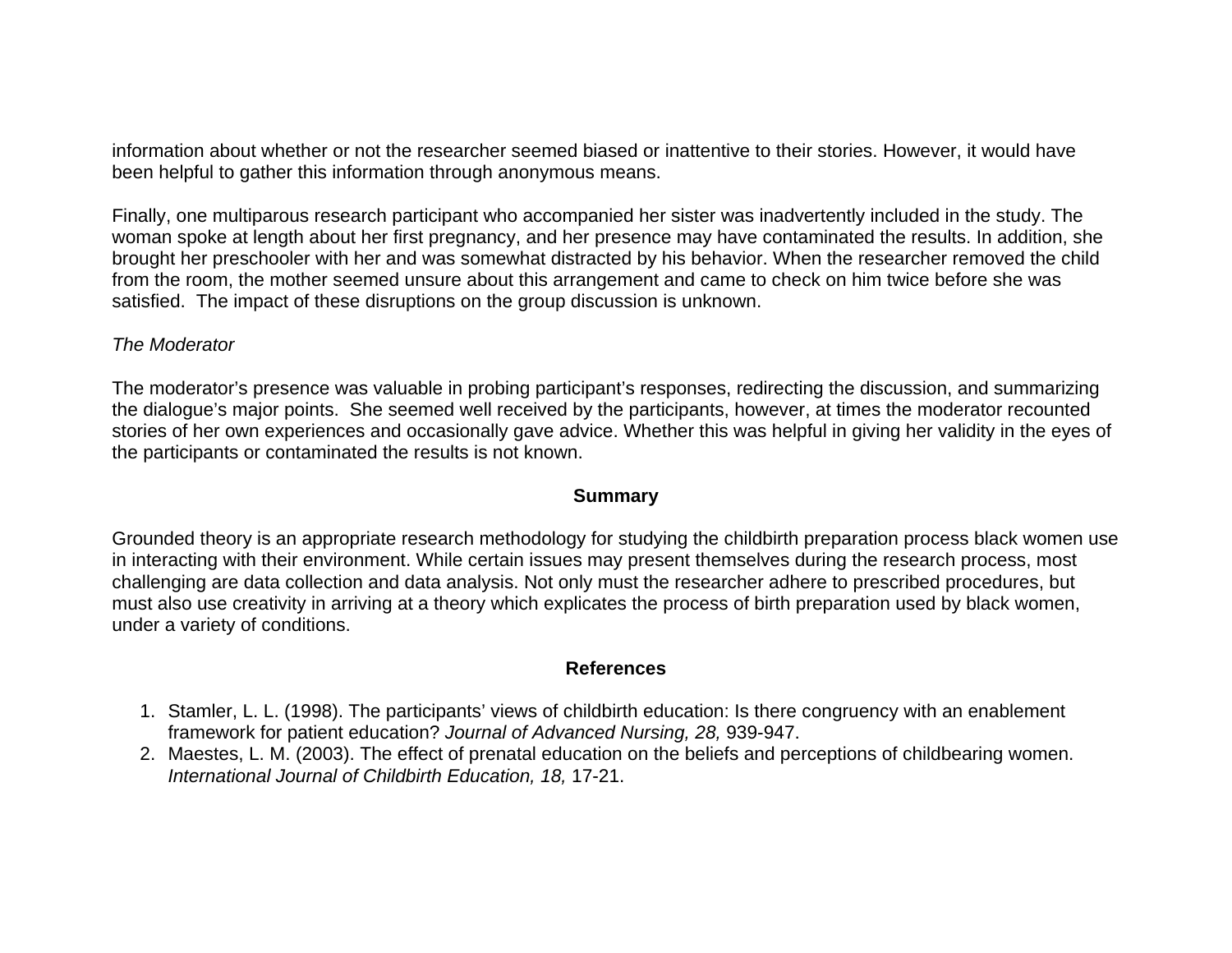information about whether or not the researcher seemed biased or inattentive to their stories. However, it would have been helpful to gather this information through anonymous means.

Finally, one multiparous research participant who accompanied her sister was inadvertently included in the study. The woman spoke at length about her first pregnancy, and her presence may have contaminated the results. In addition, she brought her preschooler with her and was somewhat distracted by his behavior. When the researcher removed the child from the room, the mother seemed unsure about this arrangement and came to check on him twice before she was satisfied. The impact of these disruptions on the group discussion is unknown.

*The Moderator*

The moderator's presence was valuable in probing participant's responses, redirecting the discussion, and summarizing the dialogue's major points. She seemed well received by the participants, however, at times the moderator recounted stories of her own experiences and occasionally gave advice. Whether this was helpful in giving her validity in the eyes of the participants or contaminated the results is not known.

## Summary

Grounded theory is an appropriate research methodology for studying the childbirth preparation process black women use in interacting with their environment. While certain issues may present themselves during the research process, most challenging are data collection and data analysis. Not only must the researcher adhere to prescribed procedures, but must also use creativity in arriving at a theory which explicates the process of birth preparation used by black women, under a variety of conditions.

## References

1. Stamler, L. L. (1998). The participants' views of childbirth education: Is there congruency with an enablement framework for patient education? *Journal of Advanced Nursing, 28,* 939-947.
2. Maestes, L. M. (2003). The effect of prenatal education on the beliefs and perceptions of childbearing women. *International Journal of Childbirth Education, 18,* 17-21.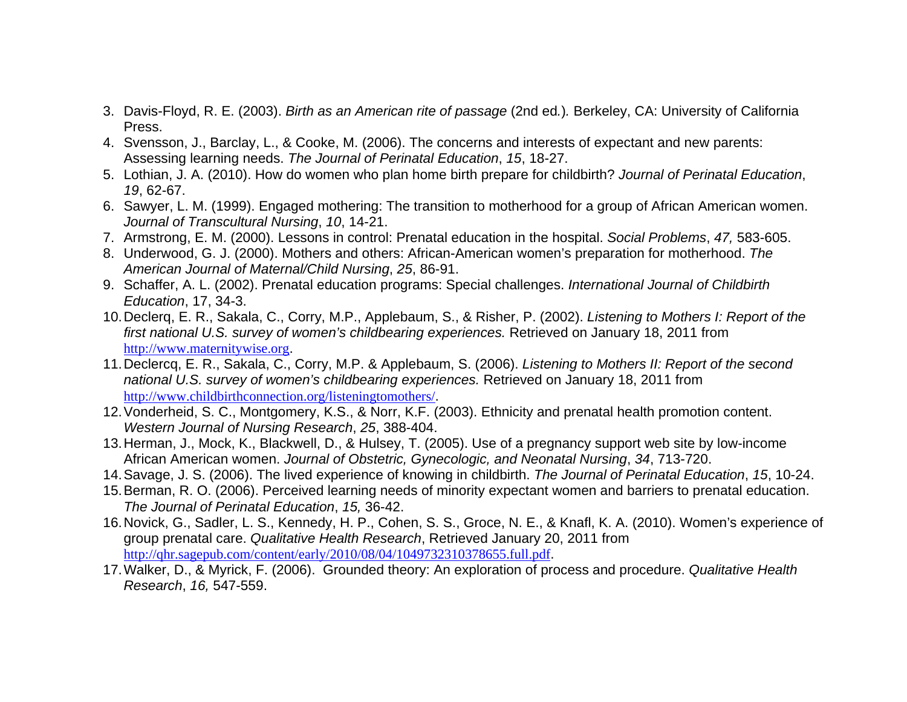3. Davis-Floyd, R. E. (2003). *Birth as an American rite of passage* (2nd ed.). Berkeley, CA: University of California Press.
4. Svensson, J., Barclay, L., & Cooke, M. (2006). The concerns and interests of expectant and new parents: Assessing learning needs. *The Journal of Perinatal Education*, *15*, 18-27.
5. Lothian, J. A. (2010). How do women who plan home birth prepare for childbirth? *Journal of Perinatal Education*, *19*, 62-67.
6. Sawyer, L. M. (1999). Engaged mothering: The transition to motherhood for a group of African American women. *Journal of Transcultural Nursing*, *10*, 14-21.
7. Armstrong, E. M. (2000). Lessons in control: Prenatal education in the hospital. *Social Problems*, *47,* 583-605.
8. Underwood, G. J. (2000). Mothers and others: African-American women's preparation for motherhood. *The American Journal of Maternal/Child Nursing*, *25*, 86-91.
9. Schaffer, A. L. (2002). Prenatal education programs: Special challenges. *International Journal of Childbirth Education*, 17, 34-3.
10. Declerq, E. R., Sakala, C., Corry, M.P., Applebaum, S., & Risher, P. (2002). *Listening to Mothers I: Report of the first national U.S. survey of women's childbearing experiences.* Retrieved on January 18, 2011 from http://www.maternitywise.org.
11. Declercq, E. R., Sakala, C., Corry, M.P. & Applebaum, S. (2006). *Listening to Mothers II: Report of the second national U.S. survey of women's childbearing experiences.* Retrieved on January 18, 2011 from http://www.childbirthconnection.org/listeningtomothers/.
12. Vonderheid, S. C., Montgomery, K.S., & Norr, K.F. (2003). Ethnicity and prenatal health promotion content. *Western Journal of Nursing Research*, *25*, 388-404.
13. Herman, J., Mock, K., Blackwell, D., & Hulsey, T. (2005). Use of a pregnancy support web site by low-income African American women. *Journal of Obstetric, Gynecologic, and Neonatal Nursing*, *34*, 713-720.
14. Savage, J. S. (2006). The lived experience of knowing in childbirth. *The Journal of Perinatal Education*, *15*, 10-24.
15. Berman, R. O. (2006). Perceived learning needs of minority expectant women and barriers to prenatal education. *The Journal of Perinatal Education*, *15,* 36-42.
16. Novick, G., Sadler, L. S., Kennedy, H. P., Cohen, S. S., Groce, N. E., & Knafl, K. A. (2010). Women's experience of group prenatal care. *Qualitative Health Research*, Retrieved January 20, 2011 from http://qhr.sagepub.com/content/early/2010/08/04/1049732310378655.full.pdf.
17. Walker, D., & Myrick, F. (2006). Grounded theory: An exploration of process and procedure. *Qualitative Health Research*, *16,* 547-559.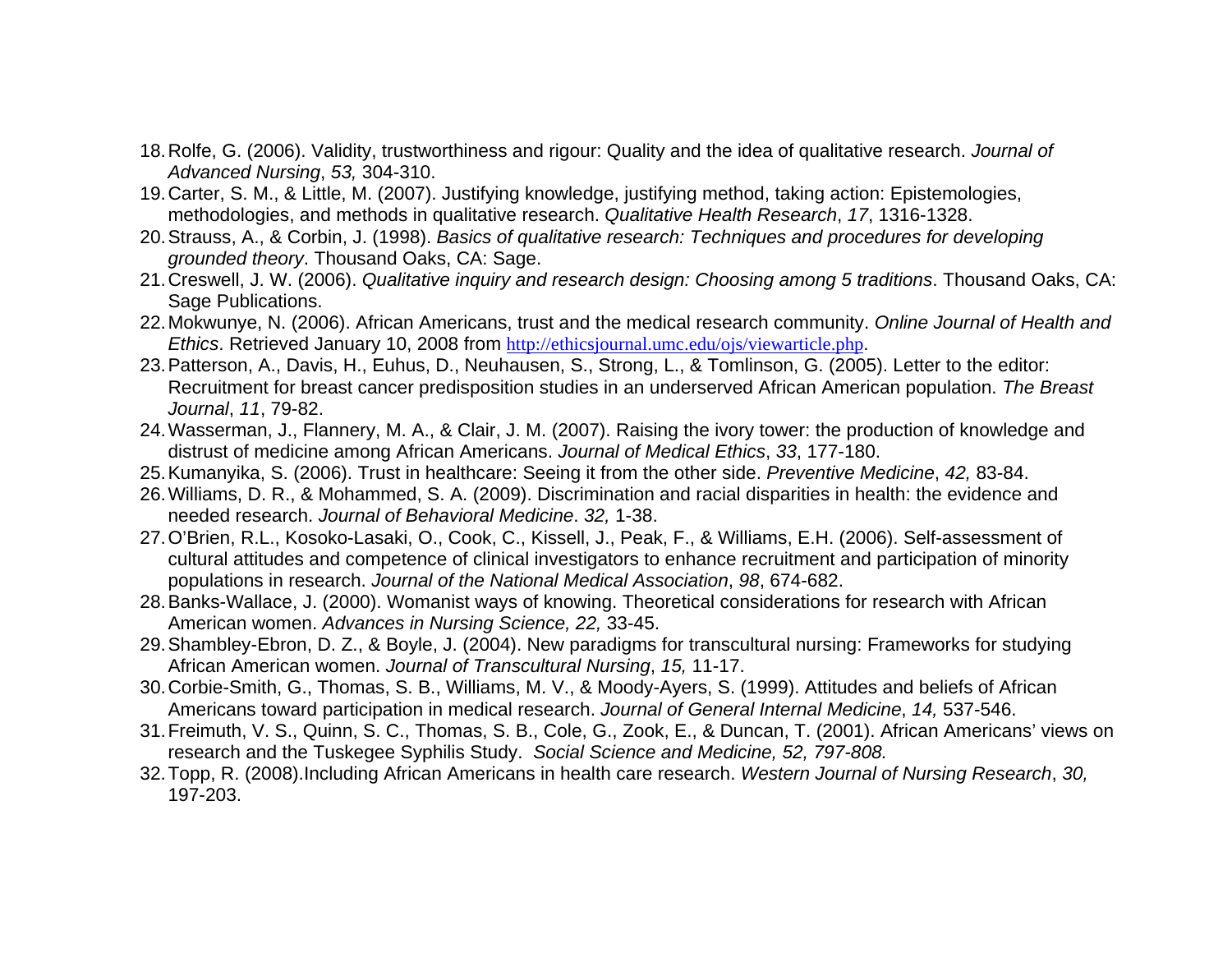18. Rolfe, G. (2006). Validity, trustworthiness and rigour: Quality and the idea of qualitative research. *Journal of Advanced Nursing*, *53,* 304-310.
19. Carter, S. M., & Little, M. (2007). Justifying knowledge, justifying method, taking action: Epistemologies, methodologies, and methods in qualitative research. *Qualitative Health Research*, *17*, 1316-1328.
20. Strauss, A., & Corbin, J. (1998). *Basics of qualitative research: Techniques and procedures for developing grounded theory*. Thousand Oaks, CA: Sage.
21. Creswell, J. W. (2006). *Qualitative inquiry and research design: Choosing among 5 traditions*. Thousand Oaks, CA: Sage Publications.
22. Mokwunye, N. (2006). African Americans, trust and the medical research community. *Online Journal of Health and Ethics*. Retrieved January 10, 2008 from http://ethicsjournal.umc.edu/ojs/viewarticle.php.
23. Patterson, A., Davis, H., Euhus, D., Neuhausen, S., Strong, L., & Tomlinson, G. (2005). Letter to the editor: Recruitment for breast cancer predisposition studies in an underserved African American population. *The Breast Journal*, *11*, 79-82.
24. Wasserman, J., Flannery, M. A., & Clair, J. M. (2007). Raising the ivory tower: the production of knowledge and distrust of medicine among African Americans. *Journal of Medical Ethics*, *33*, 177-180.
25. Kumanyika, S. (2006). Trust in healthcare: Seeing it from the other side. *Preventive Medicine*, *42,* 83-84.
26. Williams, D. R., & Mohammed, S. A. (2009). Discrimination and racial disparities in health: the evidence and needed research. *Journal of Behavioral Medicine*. *32,* 1-38.
27. O'Brien, R.L., Kosoko-Lasaki, O., Cook, C., Kissell, J., Peak, F., & Williams, E.H. (2006). Self-assessment of cultural attitudes and competence of clinical investigators to enhance recruitment and participation of minority populations in research. *Journal of the National Medical Association*, *98*, 674-682.
28. Banks-Wallace, J. (2000). Womanist ways of knowing. Theoretical considerations for research with African American women. *Advances in Nursing Science, 22,* 33-45.
29. Shambley-Ebron, D. Z., & Boyle, J. (2004). New paradigms for transcultural nursing: Frameworks for studying African American women. *Journal of Transcultural Nursing*, *15,* 11-17.
30. Corbie-Smith, G., Thomas, S. B., Williams, M. V., & Moody-Ayers, S. (1999). Attitudes and beliefs of African Americans toward participation in medical research. *Journal of General Internal Medicine*, *14,* 537-546.
31. Freimuth, V. S., Quinn, S. C., Thomas, S. B., Cole, G., Zook, E., & Duncan, T. (2001). African Americans' views on research and the Tuskegee Syphilis Study. *Social Science and Medicine, 52, 797-808.*
32. Topp, R. (2008).Including African Americans in health care research. *Western Journal of Nursing Research*, *30,* 197-203.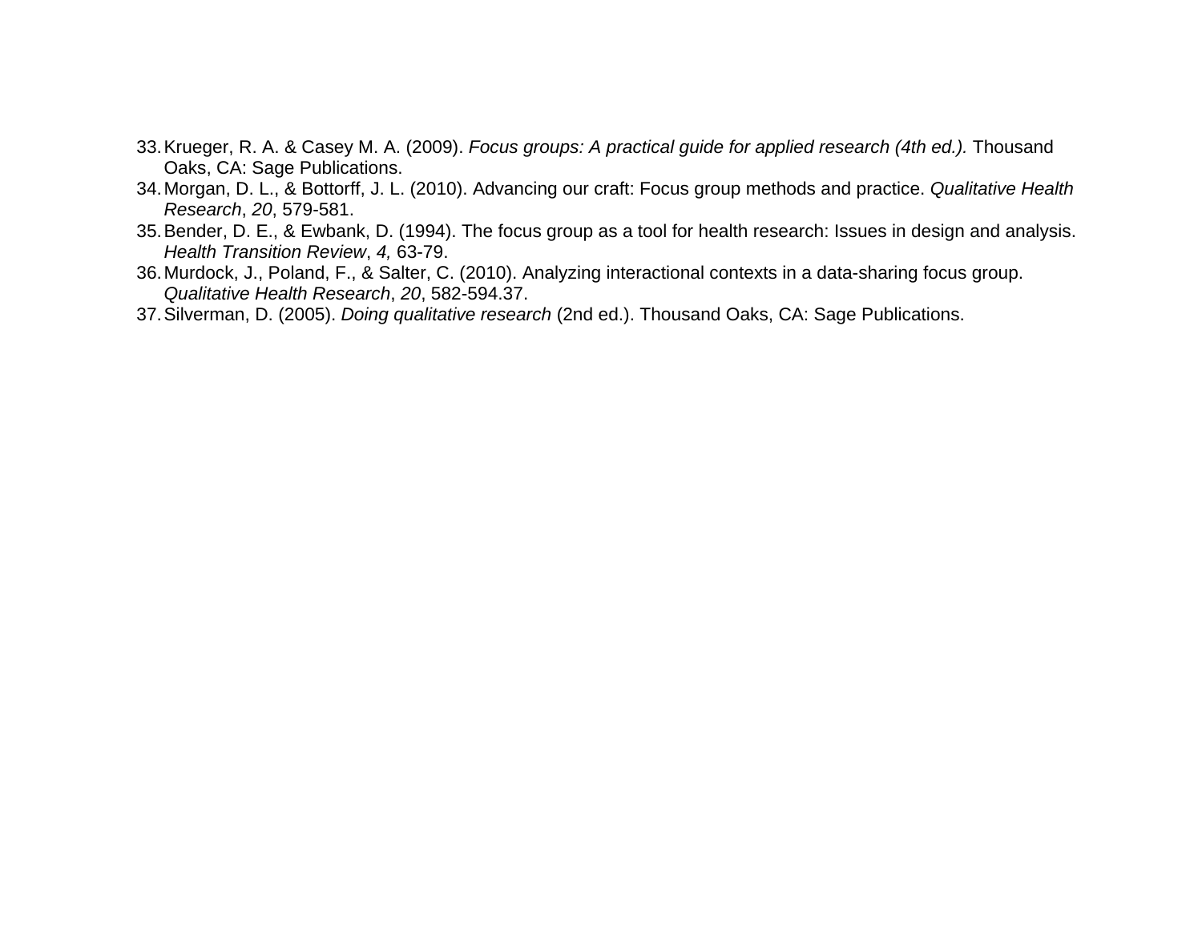33. Krueger, R. A. & Casey M. A. (2009). *Focus groups: A practical guide for applied research (4th ed.).* Thousand Oaks, CA: Sage Publications.
34. Morgan, D. L., & Bottorff, J. L. (2010). Advancing our craft: Focus group methods and practice. *Qualitative Health Research*, *20*, 579-581.
35. Bender, D. E., & Ewbank, D. (1994). The focus group as a tool for health research: Issues in design and analysis. *Health Transition Review*, *4,* 63-79.
36. Murdock, J., Poland, F., & Salter, C. (2010). Analyzing interactional contexts in a data-sharing focus group. *Qualitative Health Research*, *20*, 582-594.37.
37. Silverman, D. (2005). *Doing qualitative research* (2nd ed.). Thousand Oaks, CA: Sage Publications.